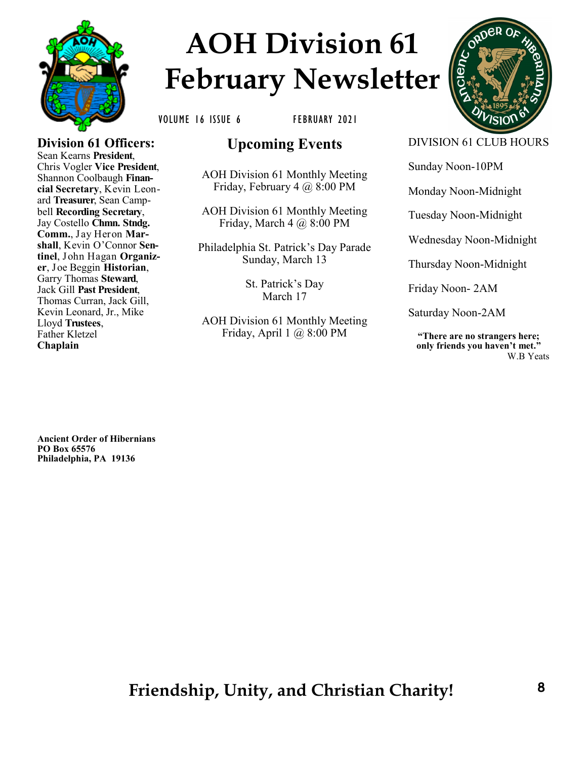# AOH Division 61 February Newsletter

VOLUME 16 ISSUE 6 FEBRUARY 2021

## Division 61 Officers:

Sean Kearns **President**, Chris Vogler **Vice President**, Shannon Coolbaugh **Financial Secretary**, Kevin Leonard **Treasurer**, Sean Campbell **Recording Secretary**, Jay Costello **Chmn. Stndg. Comm.**, Jay Heron **Marshall**, Kevin O'Connor **Sentinel**, John Hagan **Organizer**, Joe Beggin **Historian**, Garry Thomas **Steward**, Jack Gill **Past President**, Thomas Curran, Jack Gill, Kevin Leonard, Jr., Mike Lloyd **Trustees**, Father Kletzel **Chaplain**

**Ancient Order of Hibernians**
**PO Box 65576**
**Philadelphia, PA 19136**

## Upcoming Events

AOH Division 61 Monthly Meeting
Friday, February 4 @ 8:00 PM

AOH Division 61 Monthly Meeting
Friday, March 4 @ 8:00 PM

Philadelphia St. Patrick's Day Parade
Sunday, March 13

St. Patrick's Day
March 17

AOH Division 61 Monthly Meeting
Friday, April 1 @ 8:00 PM

DIVISION 61 CLUB HOURS

Sunday Noon-10PM

Monday Noon-Midnight

Tuesday Noon-Midnight

Wednesday Noon-Midnight

Thursday Noon-Midnight

Friday Noon- 2AM

Saturday Noon-2AM

**"There are no strangers here; only friends you haven't met."**
W.B Yeats

**Friendship, Unity, and Christian Charity!**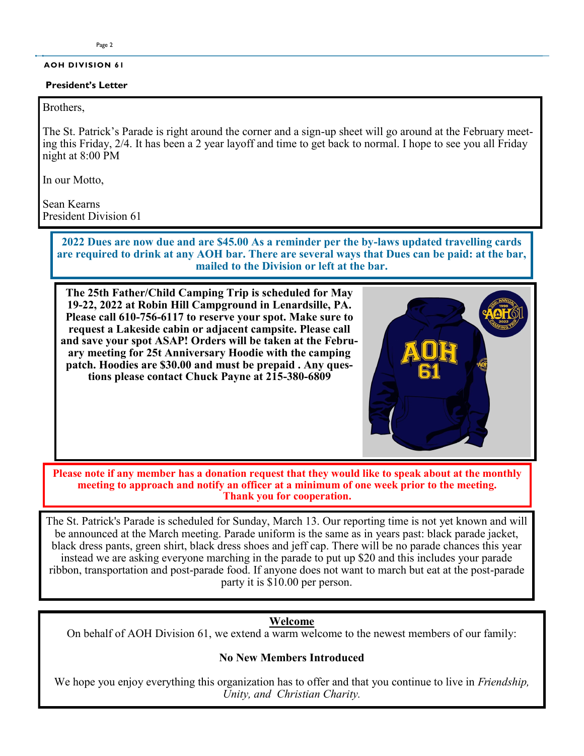**AOH DIVISION 61**

**President's Letter**

Brothers,

The St. Patrick's Parade is right around the corner and a sign-up sheet will go around at the February meeting this Friday, 2/4. It has been a 2 year layoff and time to get back to normal. I hope to see you all Friday night at 8:00 PM

In our Motto,

Sean Kearns
President Division 61

**2022 Dues are now due and are $45.00 As a reminder per the by-laws updated travelling cards are required to drink at any AOH bar. There are several ways that Dues can be paid: at the bar, mailed to the Division or left at the bar.**

**The 25th Father/Child Camping Trip is scheduled for May 19-22, 2022 at Robin Hill Campground in Lenardsille, PA. Please call 610-756-6117 to reserve your spot. Make sure to request a Lakeside cabin or adjacent campsite. Please call and save your spot ASAP! Orders will be taken at the February meeting for 25t Anniversary Hoodie with the camping patch. Hoodies are $30.00 and must be prepaid . Any questions please contact Chuck Payne at 215-380-6809**

**Please note if any member has a donation request that they would like to speak about at the monthly meeting to approach and notify an officer at a minimum of one week prior to the meeting. Thank you for cooperation.**

The St. Patrick's Parade is scheduled for Sunday, March 13. Our reporting time is not yet known and will be announced at the March meeting. Parade uniform is the same as in years past: black parade jacket, black dress pants, green shirt, black dress shoes and jeff cap. There will be no parade chances this year instead we are asking everyone marching in the parade to put up $20 and this includes your parade ribbon, transportation and post-parade food. If anyone does not want to march but eat at the post-parade party it is $10.00 per person.

**Welcome**

On behalf of AOH Division 61, we extend a warm welcome to the newest members of our family:

**No New Members Introduced**

We hope you enjoy everything this organization has to offer and that you continue to live in *Friendship, Unity, and Christian Charity.*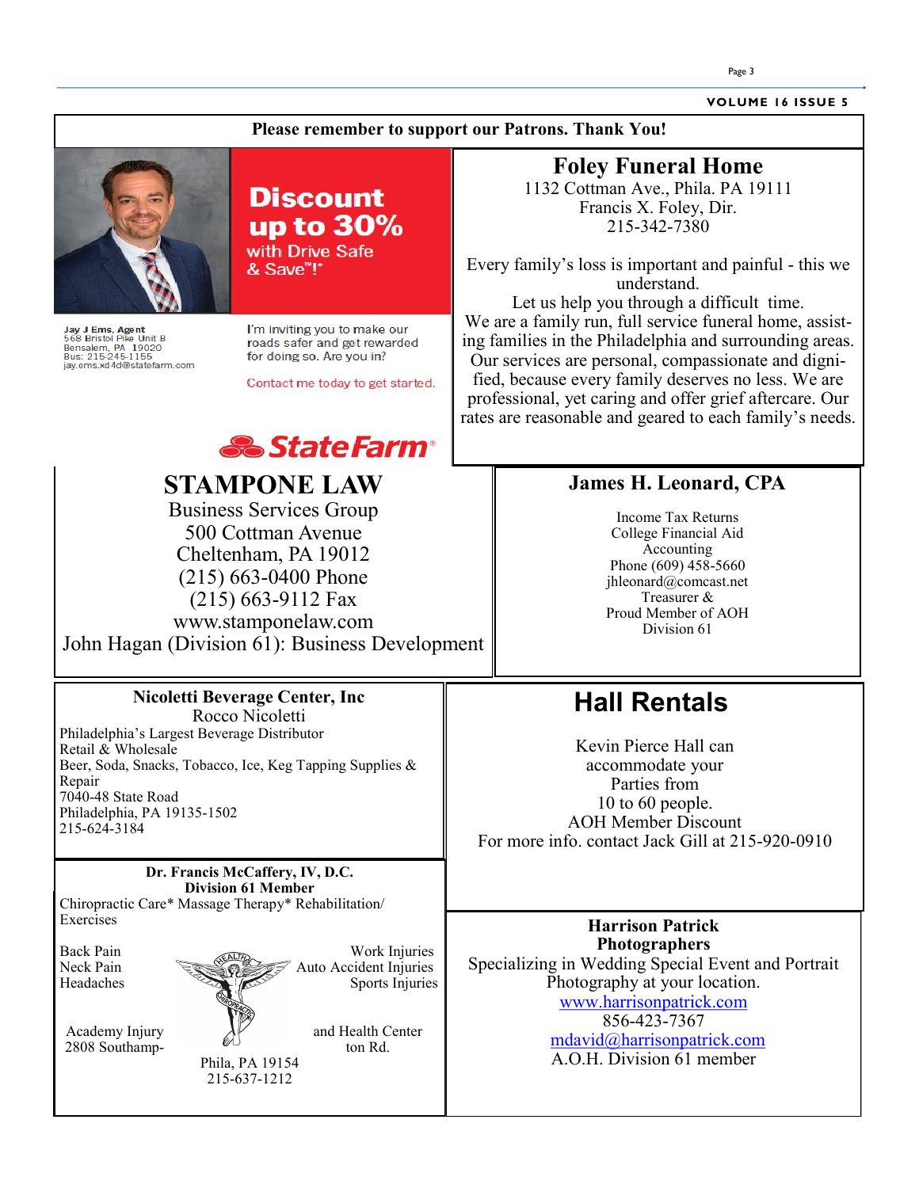**Please remember to support our Patrons. Thank You!**

**Discount up to 30%** with Drive Safe & Save™!*

Jay J Ems, Agent
568 Bristol Pike Unit B
Bensalem, PA 19020
Bus: 215-245-1155
jay.ems.xd4d@statefarm.com

I'm inviting you to make our roads safer and get rewarded for doing so. Are you in?

Contact me today to get started.

StateFarm®

## Foley Funeral Home

1132 Cottman Ave., Phila. PA 19111
Francis X. Foley, Dir.
215-342-7380

Every family's loss is important and painful - this we understand.
Let us help you through a difficult time.
We are a family run, full service funeral home, assisting families in the Philadelphia and surrounding areas. Our services are personal, compassionate and dignified, because every family deserves no less. We are professional, yet caring and offer grief aftercare. Our rates are reasonable and geared to each family's needs.

## STAMPONE LAW

Business Services Group
500 Cottman Avenue
Cheltenham, PA 19012
(215) 663-0400 Phone
(215) 663-9112 Fax
www.stamponelaw.com
John Hagan (Division 61): Business Development

## James H. Leonard, CPA

Income Tax Returns
College Financial Aid
Accounting
Phone (609) 458-5660
jhleonard@comcast.net
Treasurer &
Proud Member of AOH
Division 61

**Nicoletti Beverage Center, Inc**
Rocco Nicoletti
Philadelphia's Largest Beverage Distributor
Retail & Wholesale
Beer, Soda, Snacks, Tobacco, Ice, Keg Tapping Supplies & Repair
7040-48 State Road
Philadelphia, PA 19135-1502
215-624-3184

## Hall Rentals

Kevin Pierce Hall can accommodate your Parties from 10 to 60 people.
AOH Member Discount
For more info. contact Jack Gill at 215-920-0910

**Dr. Francis McCaffery, IV, D.C.**
**Division 61 Member**
Chiropractic Care* Massage Therapy* Rehabilitation/ Exercises

Back Pain
Neck Pain
Headaches

Work Injuries
Auto Accident Injuries
Sports Injuries

Academy Injury and Health Center
2808 Southampton Rd.
Phila, PA 19154
215-637-1212

**Harrison Patrick Photographers**
Specializing in Wedding Special Event and Portrait Photography at your location.
www.harrisonpatrick.com
856-423-7367
mdavid@harrisonpatrick.com
A.O.H. Division 61 member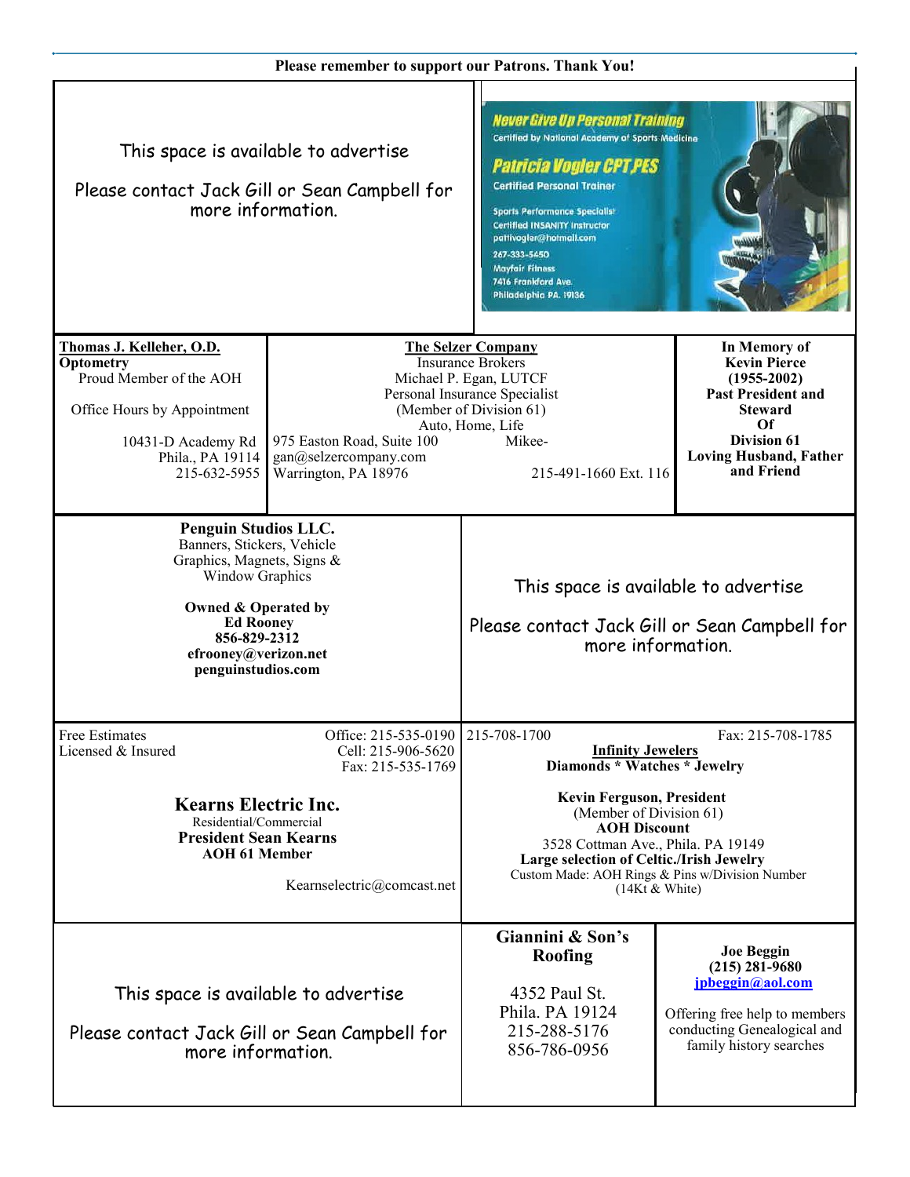**Please remember to support our Patrons. Thank You!**

This space is available to advertise

Please contact Jack Gill or Sean Campbell for more information.

---

**Never Give Up Personal Training**

Certified by National Academy of Sports Medicine

**Patricia Vogler CPT,PES**

Certified Personal Trainer

Sports Performance Specialist
Certified INSANITY Instructor
pattivogler@hotmail.com
267-333-5450
Mayfair Fitness
7416 Frankford Ave.
Philadelphia PA. 19136

---

**Thomas J. Kelleher, O.D.**
**Optometry**
Proud Member of the AOH

Office Hours by Appointment

10431-D Academy Rd
Phila., PA 19114
215-632-5955

---

**The Selzer Company**
Insurance Brokers
Michael P. Egan, LUTCF
Personal Insurance Specialist
(Member of Division 61)
Auto, Home, Life
975 Easton Road, Suite 100
Warrington, PA 18976
Mikeegan@selzercompany.com
215-491-1660 Ext. 116

---

**In Memory of**
**Kevin Pierce**
**(1955-2002)**
**Past President and Steward Of Division 61**
**Loving Husband, Father and Friend**

---

**Penguin Studios LLC.**
Banners, Stickers, Vehicle Graphics, Magnets, Signs & Window Graphics

**Owned & Operated by**
**Ed Rooney**
**856-829-2312**
**efrooney@verizon.net**
**penguinstudios.com**

---

This space is available to advertise

Please contact Jack Gill or Sean Campbell for more information.

---

Free Estimates
Licensed & Insured

Office: 215-535-0190
Cell: 215-906-5620
Fax: 215-535-1769

**Kearns Electric Inc.**
Residential/Commercial
**President Sean Kearns**
**AOH 61 Member**

Kearnselectric@comcast.net

---

215-708-1700
Fax: 215-708-1785

**Infinity Jewelers**
**Diamonds * Watches * Jewelry**

**Kevin Ferguson, President**
(Member of Division 61)
**AOH Discount**
3528 Cottman Ave., Phila. PA 19149
**Large selection of Celtic./Irish Jewelry**
Custom Made: AOH Rings & Pins w/Division Number
(14Kt & White)

---

This space is available to advertise

Please contact Jack Gill or Sean Campbell for more information.

---

**Giannini & Son's Roofing**

4352 Paul St.
Phila. PA 19124
215-288-5176
856-786-0956

---

**Joe Beggin**
**(215) 281-9680**
**jpbeggin@aol.com**

Offering free help to members conducting Genealogical and family history searches